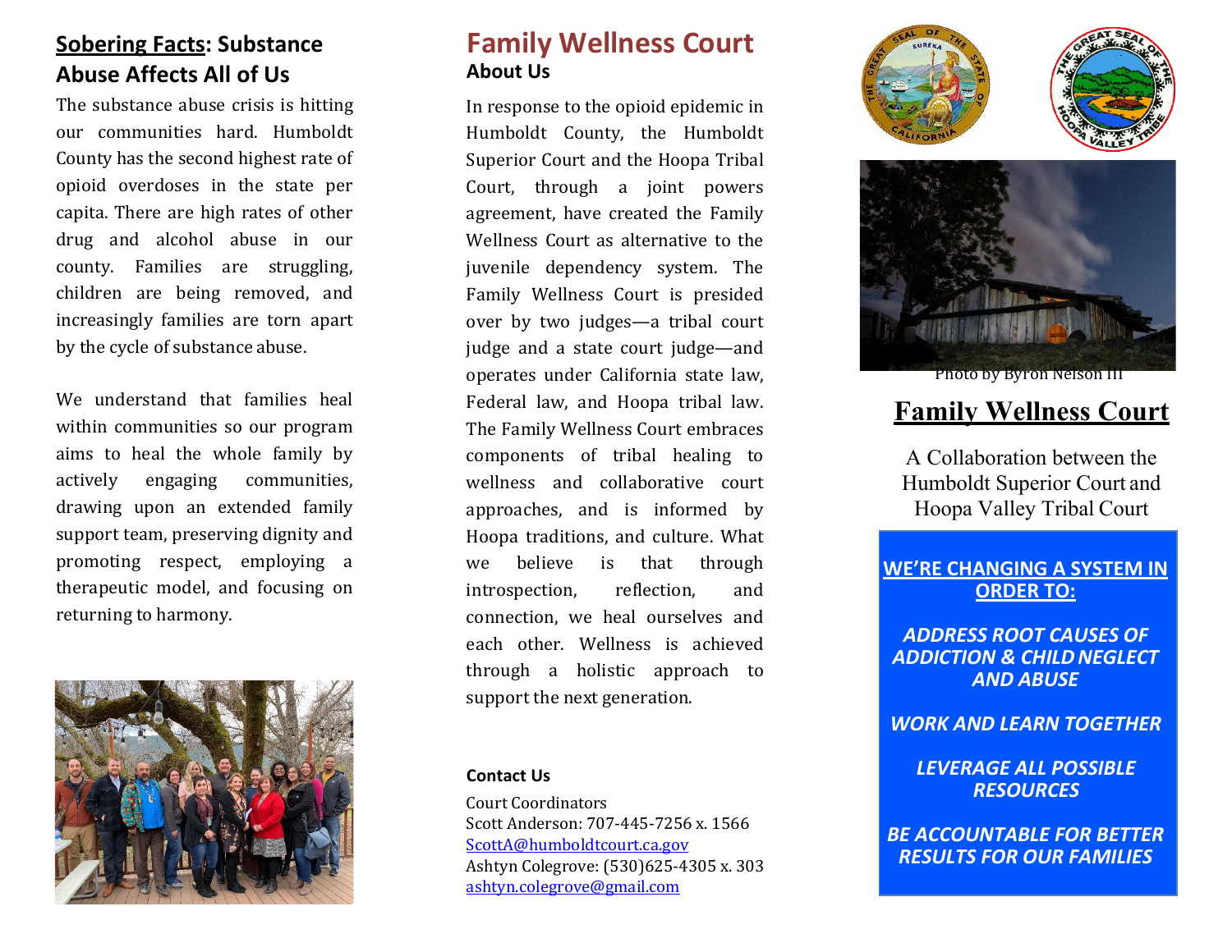## **Sobering Facts**: Substance Abuse Affects All of Us

The substance abuse crisis is hitting our communities hard. Humboldt County has the second highest rate of opioid overdoses in the state per capita. There are high rates of other drug and alcohol abuse in our county. Families are struggling, children are being removed, and increasingly families are torn apart by the cycle of substance abuse.

We understand that families heal within communities so our program aims to heal the whole family by actively engaging communities, drawing upon an extended family support team, preserving dignity and promoting respect, employing a therapeutic model, and focusing on returning to harmony.

# Family Wellness Court

### About Us

In response to the opioid epidemic in Humboldt County, the Humboldt Superior Court and the Hoopa Tribal Court, through a joint powers agreement, have created the Family Wellness Court as alternative to the juvenile dependency system. The Family Wellness Court is presided over by two judges—a tribal court judge and a state court judge—and operates under California state law, Federal law, and Hoopa tribal law. The Family Wellness Court embraces components of tribal healing to wellness and collaborative court approaches, and is informed by Hoopa traditions, and culture. What we believe is that through introspection, reflection, and connection, we heal ourselves and each other. Wellness is achieved through a holistic approach to support the next generation.

### Contact Us

Court Coordinators
Scott Anderson: 707-445-7256 x. 1566
ScottA@humboldtcourt.ca.gov
Ashtyn Colegrove: (530)625-4305 x. 303
ashtyn.colegrove@gmail.com

Photo by Byron Nelson III

# Family Wellness Court

A Collaboration between the Humboldt Superior Court and Hoopa Valley Tribal Court

**WE'RE CHANGING A SYSTEM IN ORDER TO:**

***ADDRESS ROOT CAUSES OF ADDICTION & CHILD NEGLECT AND ABUSE***

***WORK AND LEARN TOGETHER***

***LEVERAGE ALL POSSIBLE RESOURCES***

***BE ACCOUNTABLE FOR BETTER RESULTS FOR OUR FAMILIES***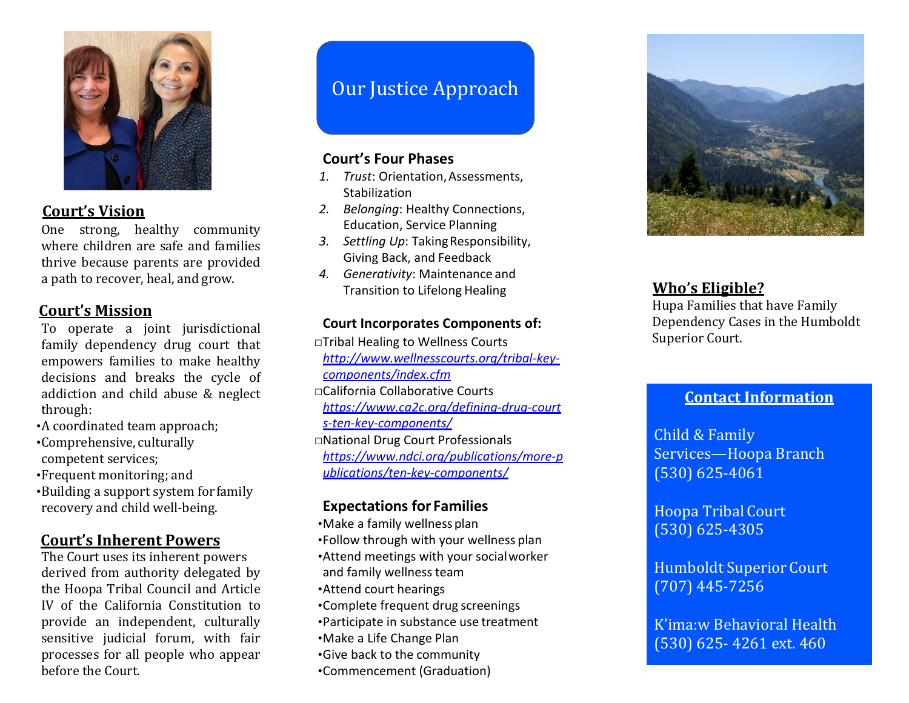## Court's Vision

One strong, healthy community where children are safe and families thrive because parents are provided a path to recover, heal, and grow.

## Court's Mission

To operate a joint jurisdictional family dependency drug court that empowers families to make healthy decisions and breaks the cycle of addiction and child abuse & neglect through:

- A coordinated team approach;
- Comprehensive, culturally competent services;
- Frequent monitoring; and
- Building a support system for family recovery and child well-being.

## Court's Inherent Powers

The Court uses its inherent powers derived from authority delegated by the Hoopa Tribal Council and Article IV of the California Constitution to provide an independent, culturally sensitive judicial forum, with fair processes for all people who appear before the Court.

# Our Justice Approach

### Court's Four Phases

1. *Trust*: Orientation, Assessments, Stabilization
2. *Belonging*: Healthy Connections, Education, Service Planning
3. *Settling Up*: Taking Responsibility, Giving Back, and Feedback
4. *Generativity*: Maintenance and Transition to Lifelong Healing

### Court Incorporates Components of:

□Tribal Healing to Wellness Courts
*http://www.wellnesscourts.org/tribal-key-components/index.cfm*

□California Collaborative Courts
*https://www.ca2c.org/defining-drug-courts-ten-key-components/*

□National Drug Court Professionals
*https://www.ndci.org/publications/more-publications/ten-key-components/*

### Expectations for Families

- Make a family wellness plan
- Follow through with your wellness plan
- Attend meetings with your social worker and family wellness team
- Attend court hearings
- Complete frequent drug screenings
- Participate in substance use treatment
- Make a Life Change Plan
- Give back to the community
- Commencement (Graduation)

## Who's Eligible?

Hupa Families that have Family Dependency Cases in the Humboldt Superior Court.

## Contact Information

Child & Family Services—Hoopa Branch
(530) 625-4061

Hoopa Tribal Court
(530) 625-4305

Humboldt Superior Court
(707) 445-7256

K'ima:w Behavioral Health
(530) 625- 4261 ext. 460